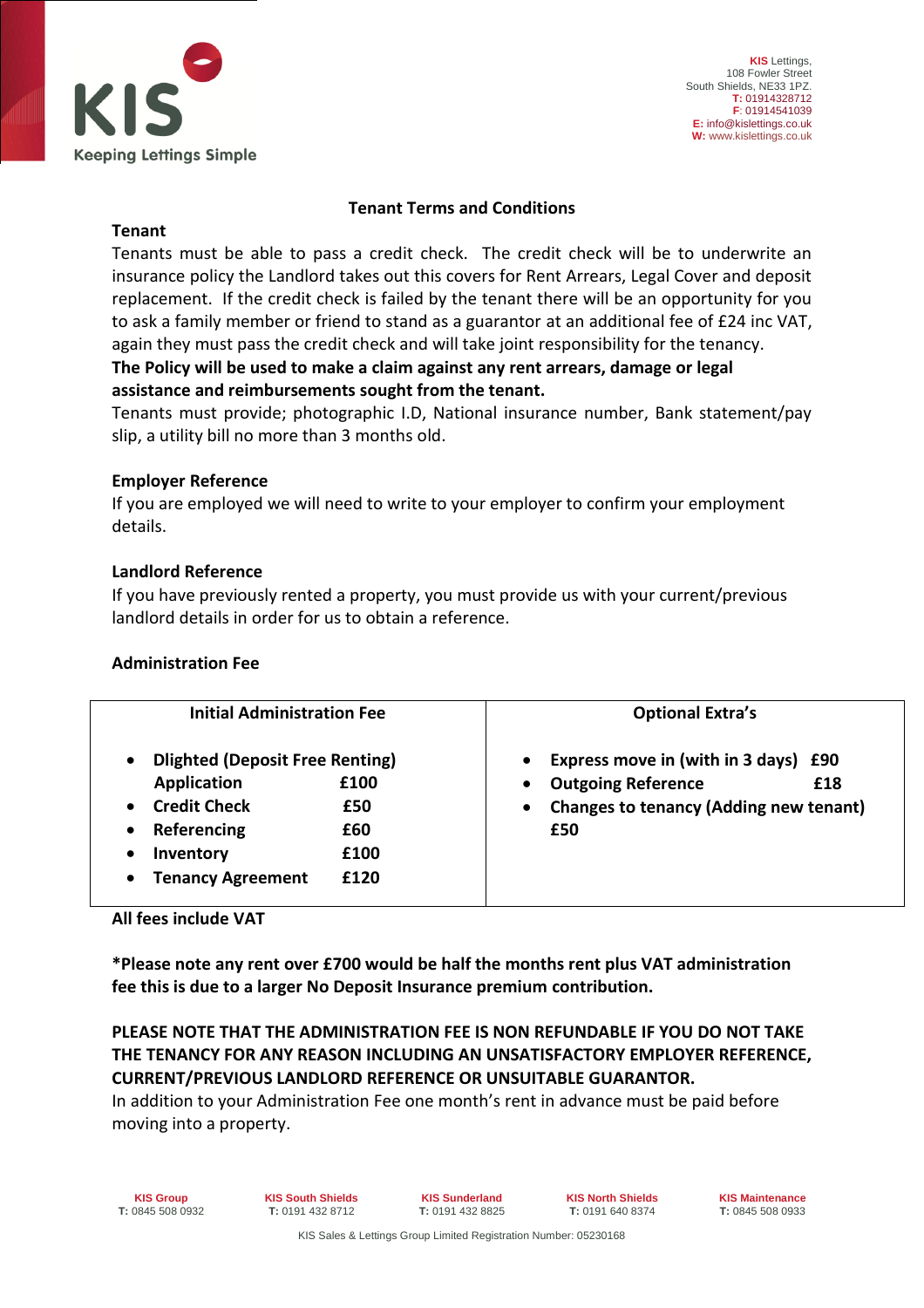KIS Keeping Lettings Simple

**KIS** Lettings,
108 Fowler Street
South Shields, NE33 1PZ.
**T:** 01914328712
**F:** 01914541039
**E:** info@kislettings.co.uk
**W:** www.kislettings.co.uk

## Tenant Terms and Conditions

**Tenant**

Tenants must be able to pass a credit check. The credit check will be to underwrite an insurance policy the Landlord takes out this covers for Rent Arrears, Legal Cover and deposit replacement. If the credit check is failed by the tenant there will be an opportunity for you to ask a family member or friend to stand as a guarantor at an additional fee of £24 inc VAT, again they must pass the credit check and will take joint responsibility for the tenancy.

**The Policy will be used to make a claim against any rent arrears, damage or legal assistance and reimbursements sought from the tenant.**

Tenants must provide; photographic I.D, National insurance number, Bank statement/pay slip, a utility bill no more than 3 months old.

**Employer Reference**

If you are employed we will need to write to your employer to confirm your employment details.

**Landlord Reference**

If you have previously rented a property, you must provide us with your current/previous landlord details in order for us to obtain a reference.

**Administration Fee**

| Initial Administration Fee | Optional Extra's |
|---|---|
| • Dlighted (Deposit Free Renting) Application £100<br>• Credit Check £50<br>• Referencing £60<br>• Inventory £100<br>• Tenancy Agreement £120 | • Express move in (with in 3 days) £90<br>• Outgoing Reference £18<br>• Changes to tenancy (Adding new tenant) £50 |

**All fees include VAT**

**\*Please note any rent over £700 would be half the months rent plus VAT administration fee this is due to a larger No Deposit Insurance premium contribution.**

**PLEASE NOTE THAT THE ADMINISTRATION FEE IS NON REFUNDABLE IF YOU DO NOT TAKE THE TENANCY FOR ANY REASON INCLUDING AN UNSATISFACTORY EMPLOYER REFERENCE, CURRENT/PREVIOUS LANDLORD REFERENCE OR UNSUITABLE GUARANTOR.**

In addition to your Administration Fee one month's rent in advance must be paid before moving into a property.

| KIS Group | KIS South Shields | KIS Sunderland | KIS North Shields | KIS Maintenance |
|---|---|---|---|---|
| T: 0845 508 0932 | T: 0191 432 8712 | T: 0191 432 8825 | T: 0191 640 8374 | T: 0845 508 0933 |

KIS Sales & Lettings Group Limited Registration Number: 05230168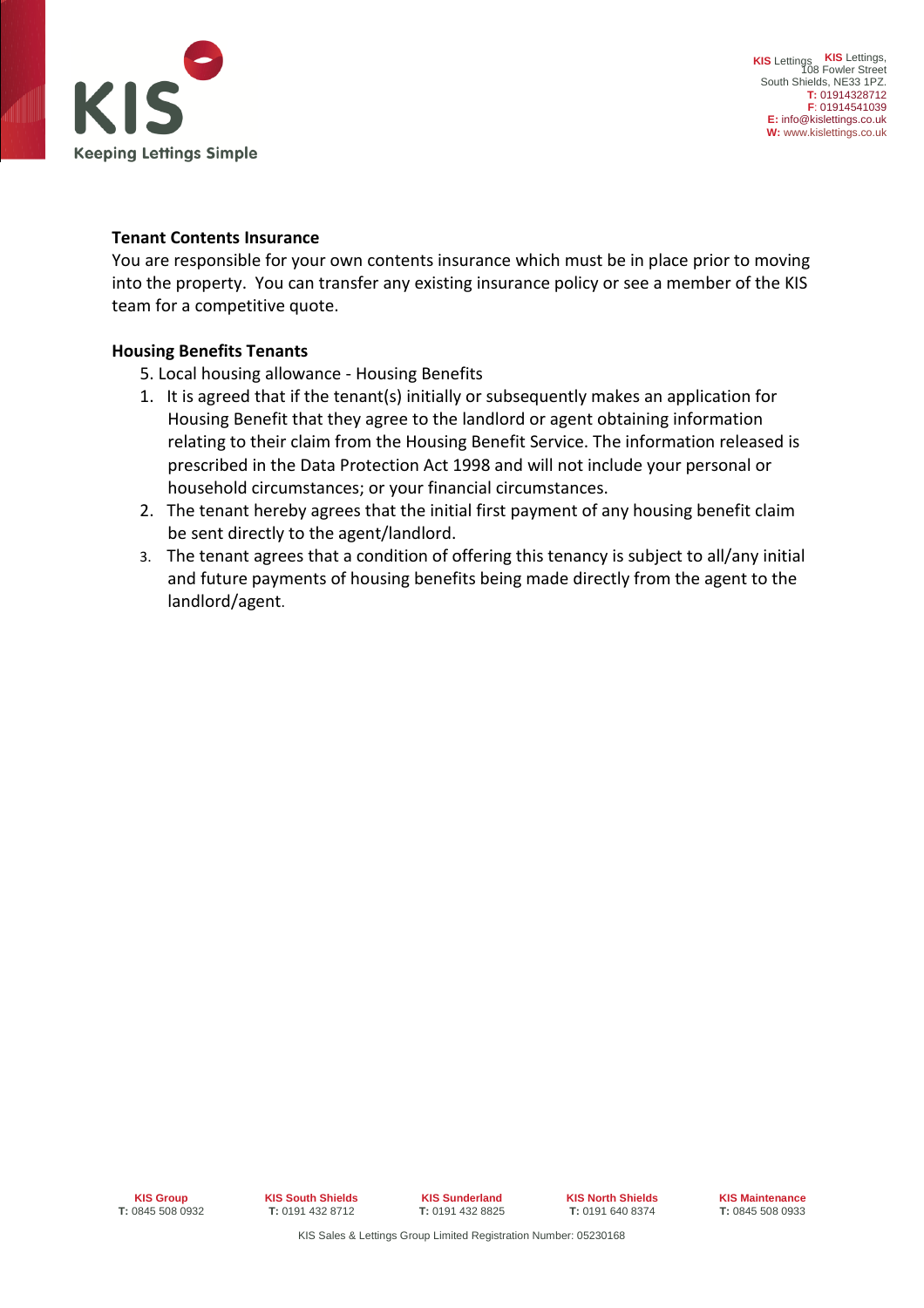**Tenant Contents Insurance**

You are responsible for your own contents insurance which must be in place prior to moving into the property. You can transfer any existing insurance policy or see a member of the KIS team for a competitive quote.

**Housing Benefits Tenants**

5. Local housing allowance - Housing Benefits

1. It is agreed that if the tenant(s) initially or subsequently makes an application for Housing Benefit that they agree to the landlord or agent obtaining information relating to their claim from the Housing Benefit Service. The information released is prescribed in the Data Protection Act 1998 and will not include your personal or household circumstances; or your financial circumstances.
2. The tenant hereby agrees that the initial first payment of any housing benefit claim be sent directly to the agent/landlord.
3. The tenant agrees that a condition of offering this tenancy is subject to all/any initial and future payments of housing benefits being made directly from the agent to the landlord/agent.